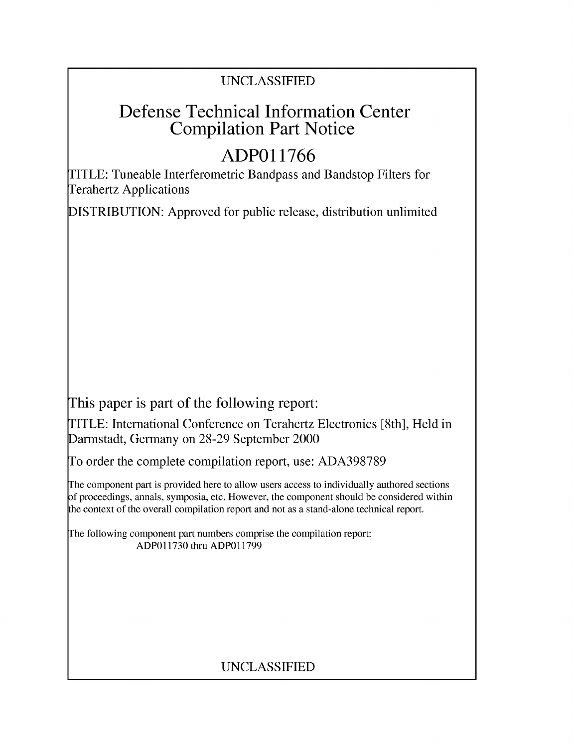UNCLASSIFIED

# Defense Technical Information Center Compilation Part Notice

## ADP011766

TITLE: Tuneable Interferometric Bandpass and Bandstop Filters for Terahertz Applications

DISTRIBUTION: Approved for public release, distribution unlimited

This paper is part of the following report:

TITLE: International Conference on Terahertz Electronics [8th], Held in Darmstadt, Germany on 28-29 September 2000

To order the complete compilation report, use: ADA398789

The component part is provided here to allow users access to individually authored sections of proceedings, annals, symposia, etc. However, the component should be considered within the context of the overall compilation report and not as a stand-alone technical report.

The following component part numbers comprise the compilation report:
ADP011730 thru ADP011799

UNCLASSIFIED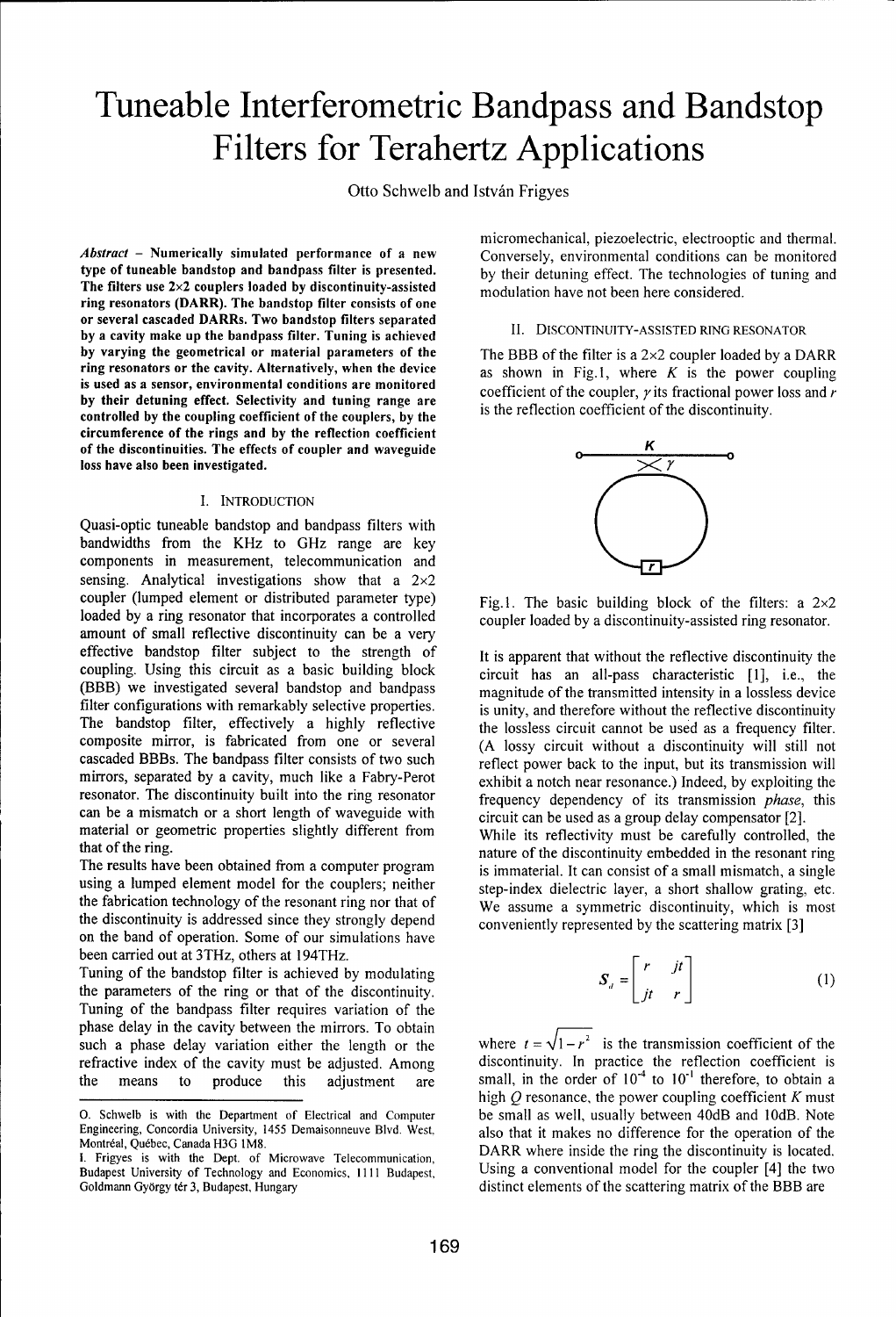# Tuneable Interferometric Bandpass and Bandstop Filters for Terahertz Applications

Otto Schwelb and István Frigyes

***Abstract*** **– Numerically simulated performance of a new type of tuneable bandstop and bandpass filter is presented. The filters use 2×2 couplers loaded by discontinuity-assisted ring resonators (DARR). The bandstop filter consists of one or several cascaded DARRs. Two bandstop filters separated by a cavity make up the bandpass filter. Tuning is achieved by varying the geometrical or material parameters of the ring resonators or the cavity. Alternatively, when the device is used as a sensor, environmental conditions are monitored by their detuning effect. Selectivity and tuning range are controlled by the coupling coefficient of the couplers, by the circumference of the rings and by the reflection coefficient of the discontinuities. The effects of coupler and waveguide loss have also been investigated.**

## I. Introduction

Quasi-optic tuneable bandstop and bandpass filters with bandwidths from the KHz to GHz range are key components in measurement, telecommunication and sensing. Analytical investigations show that a 2×2 coupler (lumped element or distributed parameter type) loaded by a ring resonator that incorporates a controlled amount of small reflective discontinuity can be a very effective bandstop filter subject to the strength of coupling. Using this circuit as a basic building block (BBB) we investigated several bandstop and bandpass filter configurations with remarkably selective properties. The bandstop filter, effectively a highly reflective composite mirror, is fabricated from one or several cascaded BBBs. The bandpass filter consists of two such mirrors, separated by a cavity, much like a Fabry-Perot resonator. The discontinuity built into the ring resonator can be a mismatch or a short length of waveguide with material or geometric properties slightly different from that of the ring.

The results have been obtained from a computer program using a lumped element model for the couplers; neither the fabrication technology of the resonant ring nor that of the discontinuity is addressed since they strongly depend on the band of operation. Some of our simulations have been carried out at 3THz, others at 194THz.

Tuning of the bandstop filter is achieved by modulating the parameters of the ring or that of the discontinuity. Tuning of the bandpass filter requires variation of the phase delay in the cavity between the mirrors. To obtain such a phase delay variation either the length or the refractive index of the cavity must be adjusted. Among the means to produce this adjustment are micromechanical, piezoelectric, electrooptic and thermal. Conversely, environmental conditions can be monitored by their detuning effect. The technologies of tuning and modulation have not been here considered.

O. Schwelb is with the Department of Electrical and Computer Engineering, Concordia University, 1455 Demaisonneuve Blvd. West, Montréal, Québec, Canada H3G 1M8.
I. Frigyes is with the Dept. of Microwave Telecommunication, Budapest University of Technology and Economics, 1111 Budapest, Goldmann György tér 3, Hungary

## II. Discontinuity-Assisted Ring Resonator

The BBB of the filter is a 2×2 coupler loaded by a DARR as shown in Fig.1, where $K$ is the power coupling coefficient of the coupler, $\gamma$ its fractional power loss and $r$ is the reflection coefficient of the discontinuity.

Fig.1. The basic building block of the filters: a 2×2 coupler loaded by a discontinuity-assisted ring resonator.

It is apparent that without the reflective discontinuity the circuit has an all-pass characteristic [1], i.e., the magnitude of the transmitted intensity in a lossless device is unity, and therefore without the reflective discontinuity the lossless circuit cannot be used as a frequency filter. (A lossy circuit without a discontinuity will still not reflect power back to the input, but its transmission will exhibit a notch near resonance.) Indeed, by exploiting the frequency dependency of its transmission *phase*, this circuit can be used as a group delay compensator [2].

While its reflectivity must be carefully controlled, the nature of the discontinuity embedded in the resonant ring is immaterial. It can consist of a small mismatch, a single step-index dielectric layer, a short shallow grating, etc. We assume a symmetric discontinuity, which is most conveniently represented by the scattering matrix [3]

$$S_d = \begin{bmatrix} r & jt \\ jt & r \end{bmatrix} \tag{1}$$

where $t = \sqrt{1-r^2}$ is the transmission coefficient of the discontinuity. In practice the reflection coefficient is small, in the order of $10^{-4}$ to $10^{-1}$ therefore, to obtain a high $Q$ resonance, the power coupling coefficient $K$ must be small as well, usually between 40dB and 10dB. Note also that it makes no difference for the operation of the DARR where inside the ring the discontinuity is located. Using a conventional model for the coupler [4] the two distinct elements of the scattering matrix of the BBB are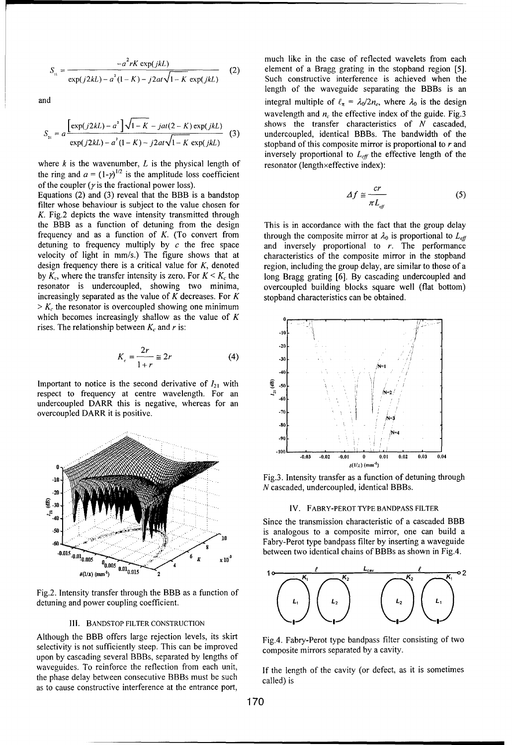$$S_{11} = \frac{-a^2 rK\exp(jkL)}{\exp(j2kL) - a^2(1-K) - j2at\sqrt{1-K}\exp(jkL)} \quad (2)$$

and

$$S_{21} = a\frac{\left[\exp(j2kL) - a^2\right]\sqrt{1-K} - jat(2-K)\exp(jkL)}{\exp(j2kL) - a^2(1-K) - j2at\sqrt{1-K}\exp(jkL)} \quad (3)$$

where $k$ is the wavenumber, $L$ is the physical length of the ring and $a = (1-\gamma)^{1/2}$ is the amplitude loss coefficient of the coupler ($\gamma$ is the fractional power loss).

Equations (2) and (3) reveal that the BBB is a bandstop filter whose behaviour is subject to the value chosen for $K$. Fig.2 depicts the wave intensity transmitted through the BBB as a function of detuning from the design frequency and as a function of $K$. (To convert from detuning to frequency multiply by $c$ the free space velocity of light in mm/s.) The figure shows that at design frequency there is a critical value for $K$, denoted by $K_c$, where the transfer intensity is zero. For $K < K_c$ the resonator is undercoupled, showing two minima, increasingly separated as the value of $K$ decreases. For $K > K_c$ the resonator is overcoupled showing one minimum which becomes increasingly shallow as the value of $K$ rises. The relationship between $K_c$ and $r$ is:

$$K_c = \frac{2r}{1+r} \cong 2r \quad (4)$$

Important to notice is the second derivative of $I_{21}$ with respect to frequency at centre wavelength. For an undercoupled DARR this is negative, whereas for an overcoupled DARR it is positive.

Fig.2. Intensity transfer through the BBB as a function of detuning and power coupling coefficient.

## III. Bandstop Filter Construction

Although the BBB offers large rejection levels, its skirt selectivity is not sufficiently steep. This can be improved upon by cascading several BBBs, separated by lengths of waveguides. To reinforce the reflection from each unit, the phase delay between consecutive BBBs must be such as to cause constructive interference at the entrance port, much like in the case of reflected wavelets from each element of a Bragg grating in the stopband region [5]. Such constructive interference is achieved when the length of the waveguide separating the BBBs is an integral multiple of $\ell_\pi = \lambda_0/2n_e$, where $\lambda_0$ is the design wavelength and $n_e$ the effective index of the guide. Fig.3 shows the transfer characteristics of $N$ cascaded, undercoupled, identical BBBs. The bandwidth of the stopband of this composite mirror is proportional to $r$ and inversely proportional to $L_{eff}$ the effective length of the resonator (length×effective index):

$$\Delta f \cong \frac{cr}{\pi L_{eff}} \quad (5)$$

This is in accordance with the fact that the group delay through the composite mirror at $\lambda_0$ is proportional to $L_{eff}$ and inversely proportional to $r$. The performance characteristics of the composite mirror in the stopband region, including the group delay, are similar to those of a long Bragg grating [6]. By cascading undercoupled and overcoupled building blocks square well (flat bottom) stopband characteristics can be obtained.

Fig.3. Intensity transfer as a function of detuning through $N$ cascaded, undercoupled, identical BBBs.

## IV. Fabry-Perot Type Bandpass Filter

Since the transmission characteristic of a cascaded BBB is analogous to a composite mirror, one can build a Fabry-Perot type bandpass filter by inserting a waveguide between two identical chains of BBBs as shown in Fig.4.

Fig.4. Fabry-Perot type bandpass filter consisting of two composite mirrors separated by a cavity.

If the length of the cavity (or defect, as it is sometimes called) is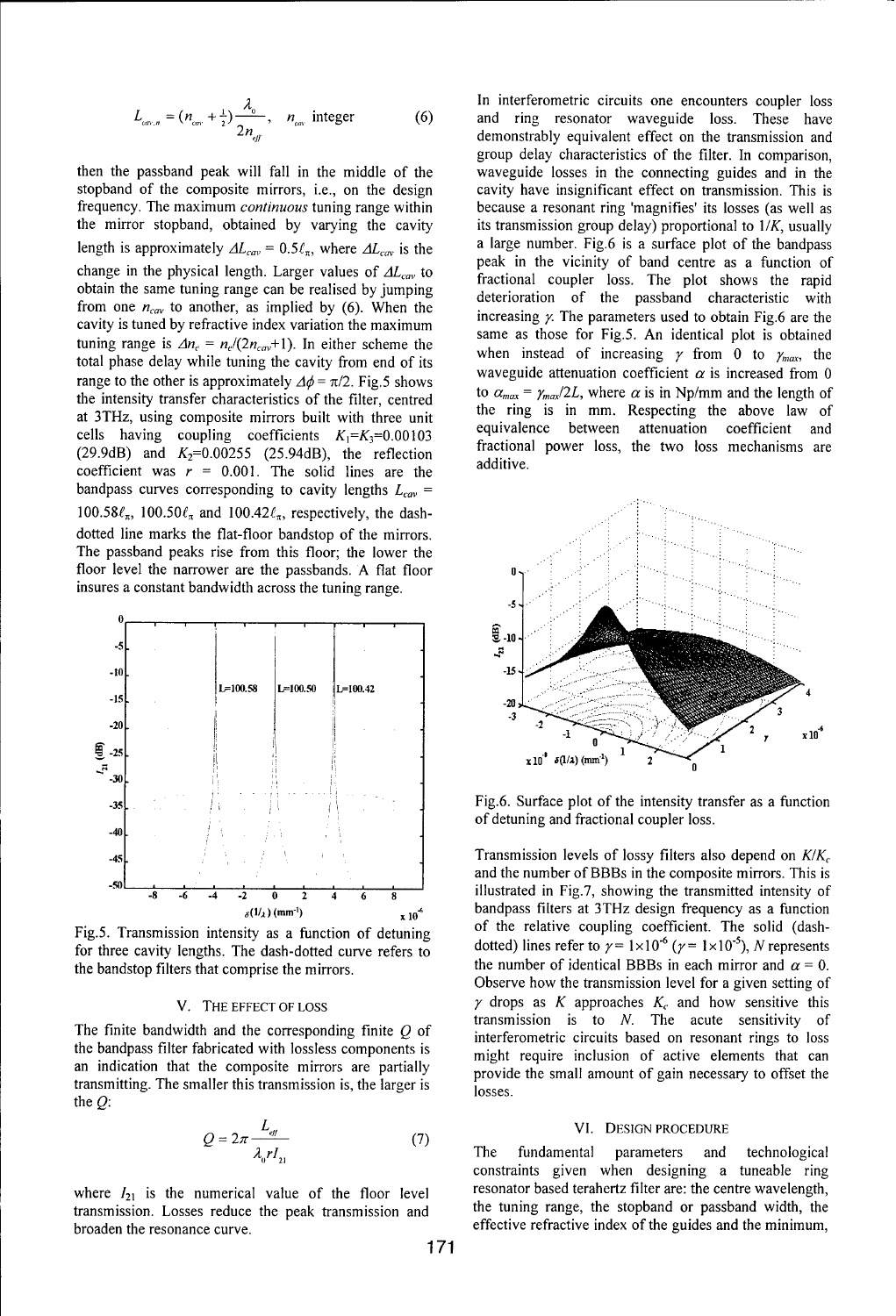$$L_{cav,n} = (n_{cav} + \tfrac{1}{2})\frac{\lambda_0}{2n_{eff}}, \quad n_{cav} \text{ integer} \tag{6}$$

then the passband peak will fall in the middle of the stopband of the composite mirrors, i.e., on the design frequency. The maximum *continuous* tuning range within the mirror stopband, obtained by varying the cavity length is approximately $\Delta L_{cav} = 0.5\ell_\pi$, where $\Delta L_{cav}$ is the change in the physical length. Larger values of $\Delta L_{cav}$ to obtain the same tuning range can be realised by jumping from one $n_{cav}$ to another, as implied by (6). When the cavity is tuned by refractive index variation the maximum tuning range is $\Delta n_e = n_e/(2n_{cav}+1)$. In either scheme the total phase delay while tuning the cavity from end of its range to the other is approximately $\Delta\phi = \pi/2$. Fig.5 shows the intensity transfer characteristics of the filter, centred at 3THz, using composite mirrors built with three unit cells having coupling coefficients $K_1$=$K_3$=0.00103 (29.9dB) and $K_2$=0.00255 (25.94dB), the reflection coefficient was $r$ = 0.001. The solid lines are the bandpass curves corresponding to cavity lengths $L_{cav}$ = $100.58\ell_\pi$, $100.50\ell_\pi$ and $100.42\ell_\pi$, respectively, the dash-dotted line marks the flat-floor bandstop of the mirrors. The passband peaks rise from this floor; the lower the floor level the narrower are the passbands. A flat floor insures a constant bandwidth across the tuning range.

Fig.5. Transmission intensity as a function of detuning for three cavity lengths. The dash-dotted curve refers to the bandstop filters that comprise the mirrors.

## V. THE EFFECT OF LOSS

The finite bandwidth and the corresponding finite $Q$ of the bandpass filter fabricated with lossless components is an indication that the composite mirrors are partially transmitting. The smaller this transmission is, the larger is the $Q$:

$$Q = 2\pi \frac{L_{eff}}{\lambda_0 r I_{21}} \tag{7}$$

where $I_{21}$ is the numerical value of the floor level transmission. Losses reduce the peak transmission and broaden the resonance curve.

In interferometric circuits one encounters coupler loss and ring resonator waveguide loss. These have demonstrably equivalent effect on the transmission and group delay characteristics of the filter. In comparison, waveguide losses in the connecting guides and in the cavity have insignificant effect on transmission. This is because a resonant ring 'magnifies' its losses (as well as its transmission group delay) proportional to $1/K$, usually a large number. Fig.6 is a surface plot of the bandpass peak in the vicinity of band centre as a function of fractional coupler loss. The plot shows the rapid deterioration of the passband characteristic with increasing $\gamma$. The parameters used to obtain Fig.6 are the same as those for Fig.5. An identical plot is obtained when instead of increasing $\gamma$ from 0 to $\gamma_{max}$, the waveguide attenuation coefficient $\alpha$ is increased from 0 to $\alpha_{max} = \gamma_{max}/2L$, where $\alpha$ is in Np/mm and the length of the ring is in mm. Respecting the above law of equivalence between attenuation coefficient and fractional power loss, the two loss mechanisms are additive.

Fig.6. Surface plot of the intensity transfer as a function of detuning and fractional coupler loss.

Transmission levels of lossy filters also depend on $K/K_c$ and the number of BBBs in the composite mirrors. This is illustrated in Fig.7, showing the transmitted intensity of bandpass filters at 3THz design frequency as a function of the relative coupling coefficient. The solid (dash-dotted) lines refer to $\gamma = 1\times10^{-6}$ ($\gamma = 1\times10^{-5}$), $N$ represents the number of identical BBBs in each mirror and $\alpha$ = 0. Observe how the transmission level for a given setting of $\gamma$ drops as $K$ approaches $K_c$ and how sensitive this transmission is to $N$. The acute sensitivity of interferometric circuits based on resonant rings to loss might require inclusion of active elements that can provide the small amount of gain necessary to offset the losses.

## VI. DESIGN PROCEDURE

The fundamental parameters and technological constraints given when designing a tuneable ring resonator based terahertz filter are: the centre wavelength, the tuning range, the stopband or passband width, the effective refractive index of the guides and the minimum,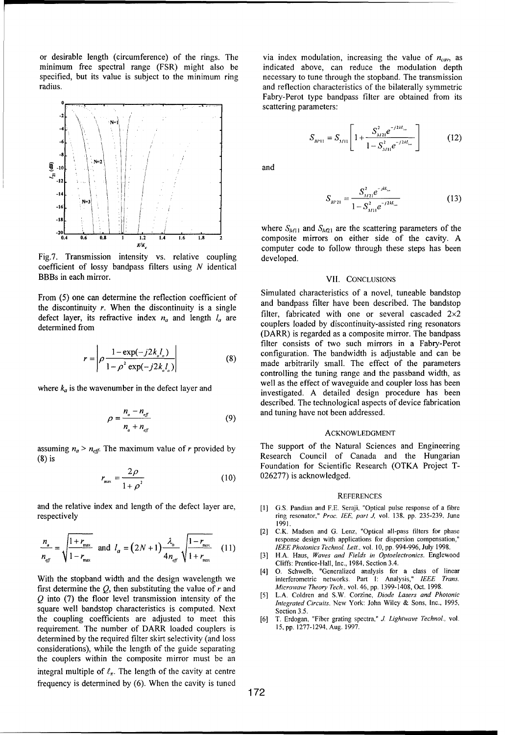or desirable length (circumference) of the rings. The minimum free spectral range (FSR) might also be specified, but its value is subject to the minimum ring radius.

0
-2
-4
-6
-8
-10
-12
-14
-16
-18
-20
N=1
N=2
N=3
$I_{21}$ (dB)
0.4 0.6 0.8 1 1.2 1.4 1.6 1.8 2
$K/K_c$

Fig.7. Transmission intensity vs. relative coupling coefficient of lossy bandpass filters using $N$ identical BBBs in each mirror.

From (5) one can determine the reflection coefficient of the discontinuity $r$. When the discontinuity is a single defect layer, its refractive index $n_a$ and length $l_a$ are determined from

$$r = \left| \rho \frac{1-\exp(-j2k_a l_a)}{1-\rho^2 \exp(-j2k_a l_a)} \right| \quad (8)$$

where $k_a$ is the wavenumber in the defect layer and

$$\rho = \frac{n_a - n_{eff}}{n_a + n_{eff}} \quad (9)$$

assuming $n_a > n_{eff}$. The maximum value of $r$ provided by (8) is

$$r_{max} = \frac{2\rho}{1+\rho^2} \quad (10)$$

and the relative index and length of the defect layer are, respectively

$$\frac{n_a}{n_{eff}} = \sqrt{\frac{1+r_{max}}{1-r_{max}}} \text{ and } l_a = (2N+1)\frac{\lambda_0}{4n_{eff}}\sqrt{\frac{1-r_{max}}{1+r_{max}}} \quad (11)$$

With the stopband width and the design wavelength we first determine the $Q$, then substituting the value of $r$ and $Q$ into (7) the floor level transmission intensity of the square well bandstop characteristics is computed. Next the coupling coefficients are adjusted to meet this requirement. The number of DARR loaded couplers is determined by the required filter skirt selectivity (and loss considerations), while the length of the guide separating the couplers within the composite mirror must be an integral multiple of $\ell_\pi$. The length of the cavity at centre frequency is determined by (6). When the cavity is tuned via index modulation, increasing the value of $n_{cav}$, as indicated above, can reduce the modulation depth necessary to tune through the stopband. The transmission and reflection characteristics of the bilaterally symmetric Fabry-Perot type bandpass filter are obtained from its scattering parameters:

$$S_{BP11} = S_{M11}\left[1 + \frac{S_{M21}^2 e^{-j2kL_{cav}}}{1 - S_{M11}^2 e^{-j2kL_{cav}}}\right] \quad (12)$$

and

$$S_{BP21} = \frac{S_{M21}^2 e^{-jkL_{cav}}}{1 - S_{M11}^2 e^{-j2kL_{cav}}} \quad (13)$$

where $S_{M11}$ and $S_{M21}$ are the scattering parameters of the composite mirrors on either side of the cavity. A computer code to follow through these steps has been developed.

## VII. CONCLUSIONS

Simulated characteristics of a novel, tuneable bandstop and bandpass filter have been described. The bandstop filter, fabricated with one or several cascaded 2×2 couplers loaded by discontinuity-assisted ring resonators (DARR) is regarded as a composite mirror. The bandpass filter consists of two such mirrors in a Fabry-Perot configuration. The bandwidth is adjustable and can be made arbitrarily small. The effect of the parameters controlling the tuning range and the passband width, as well as the effect of waveguide and coupler loss has been investigated. A detailed design procedure has been described. The technological aspects of device fabrication and tuning have not been addressed.

## ACKNOWLEDGMENT

The support of the Natural Sciences and Engineering Research Council of Canada and the Hungarian Foundation for Scientific Research (OTKA Project T-026277) is acknowledged.

## REFERENCES

[1] G.S. Pandian and F.E. Seraji, "Optical pulse response of a fibre ring resonator," *Proc. IEE, part J*, vol. 138, pp. 235-239, June 1991.

[2] C.K. Madsen and G. Lenz, "Optical all-pass filters for phase response design with applications for dispersion compensation," *IEEE Photonics Technol. Lett.*, vol. 10, pp. 994-996, July 1998.

[3] H.A. Haus, *Waves and Fields in Optoelectronics*. Englewood Cliffs: Prentice-Hall, Inc., 1984, Section 3.4.

[4] O. Schwelb, "Generalized analysis for a class of linear interferometric networks. Part I: Analysis," *IEEE Trans. Microwave Theory Tech.*, vol. 46, pp. 1399-1408, Oct. 1998.

[5] L.A. Coldren and S.W. Corzine, *Diode Lasers and Photonic Integrated Circuits*. New York: John Wiley & Sons, Inc., 1995, Section 3.5.

[6] T. Erdogan, "Fiber grating spectra," *J. Lightwave Technol.*, vol. 15, pp. 1277-1294, Aug. 1997.